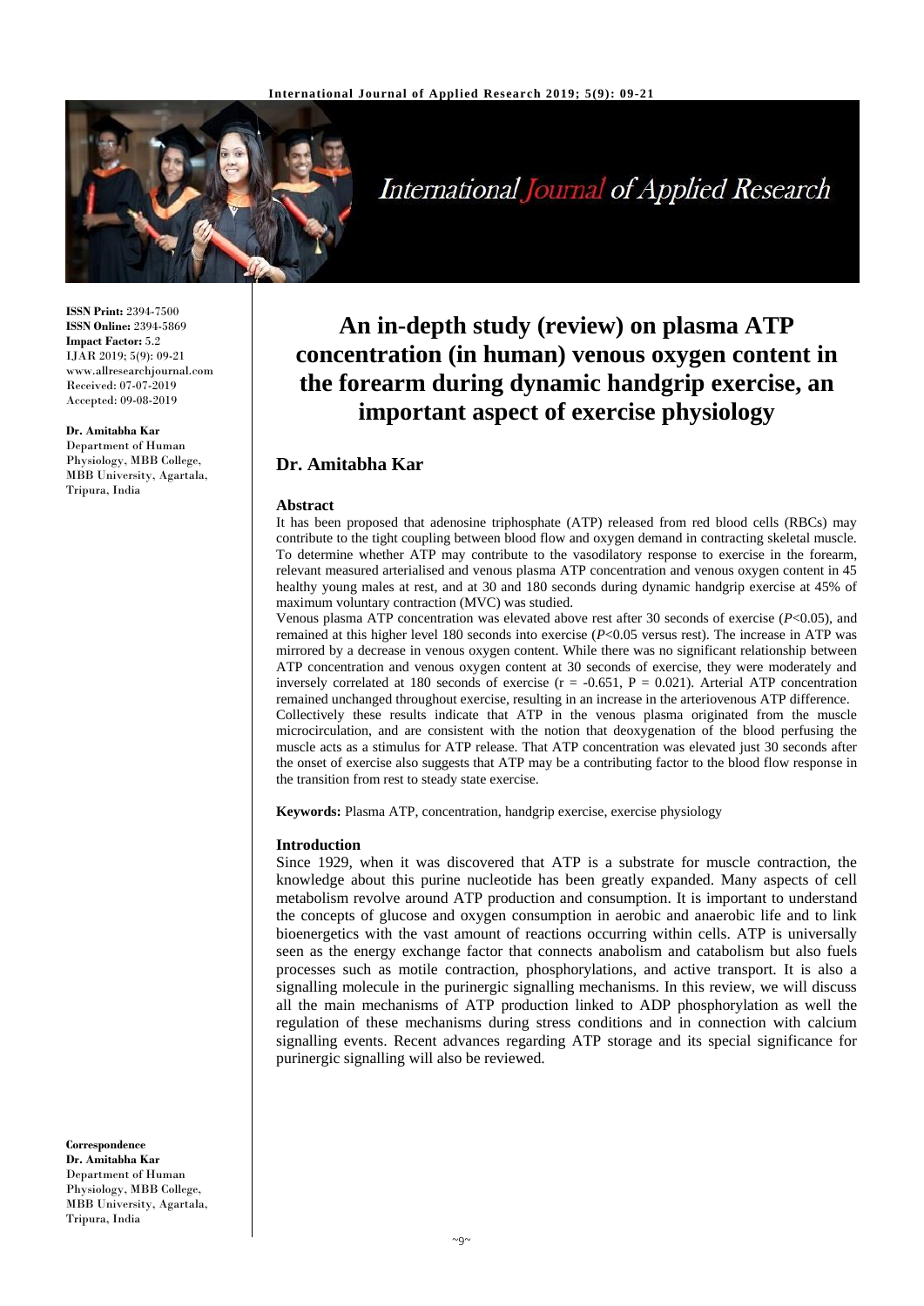**ISSN Print:** 2394-7500
**ISSN Online:** 2394-5869
**Impact Factor:** 5.2
IJAR 2019; 5(9): 09-21
www.allresearchjournal.com
Received: 07-07-2019
Accepted: 09-08-2019

**Dr. Amitabha Kar**
Department of Human Physiology, MBB College, MBB University, Agartala, Tripura, India

**Correspondence**
**Dr. Amitabha Kar**
Department of Human Physiology, MBB College, MBB University, Agartala, Tripura, India

# An in-depth study (review) on plasma ATP concentration (in human) venous oxygen content in the forearm during dynamic handgrip exercise, an important aspect of exercise physiology

## Dr. Amitabha Kar

### Abstract

It has been proposed that adenosine triphosphate (ATP) released from red blood cells (RBCs) may contribute to the tight coupling between blood flow and oxygen demand in contracting skeletal muscle. To determine whether ATP may contribute to the vasodilatory response to exercise in the forearm, relevant measured arterialised and venous plasma ATP concentration and venous oxygen content in 45 healthy young males at rest, and at 30 and 180 seconds during dynamic handgrip exercise at 45% of maximum voluntary contraction (MVC) was studied.

Venous plasma ATP concentration was elevated above rest after 30 seconds of exercise ($P<0.05$), and remained at this higher level 180 seconds into exercise ($P<0.05$ versus rest). The increase in ATP was mirrored by a decrease in venous oxygen content. While there was no significant relationship between ATP concentration and venous oxygen content at 30 seconds of exercise, they were moderately and inversely correlated at 180 seconds of exercise ($r = -0.651$, $P = 0.021$). Arterial ATP concentration remained unchanged throughout exercise, resulting in an increase in the arteriovenous ATP difference.

Collectively these results indicate that ATP in the venous plasma originated from the muscle microcirculation, and are consistent with the notion that deoxygenation of the blood perfusing the muscle acts as a stimulus for ATP release. That ATP concentration was elevated just 30 seconds after the onset of exercise also suggests that ATP may be a contributing factor to the blood flow response in the transition from rest to steady state exercise.

**Keywords:** Plasma ATP, concentration, handgrip exercise, exercise physiology

### Introduction

Since 1929, when it was discovered that ATP is a substrate for muscle contraction, the knowledge about this purine nucleotide has been greatly expanded. Many aspects of cell metabolism revolve around ATP production and consumption. It is important to understand the concepts of glucose and oxygen consumption in aerobic and anaerobic life and to link bioenergetics with the vast amount of reactions occurring within cells. ATP is universally seen as the energy exchange factor that connects anabolism and catabolism but also fuels processes such as motile contraction, phosphorylations, and active transport. It is also a signalling molecule in the purinergic signalling mechanisms. In this review, we will discuss all the main mechanisms of ATP production linked to ADP phosphorylation as well the regulation of these mechanisms during stress conditions and in connection with calcium signalling events. Recent advances regarding ATP storage and its special significance for purinergic signalling will also be reviewed.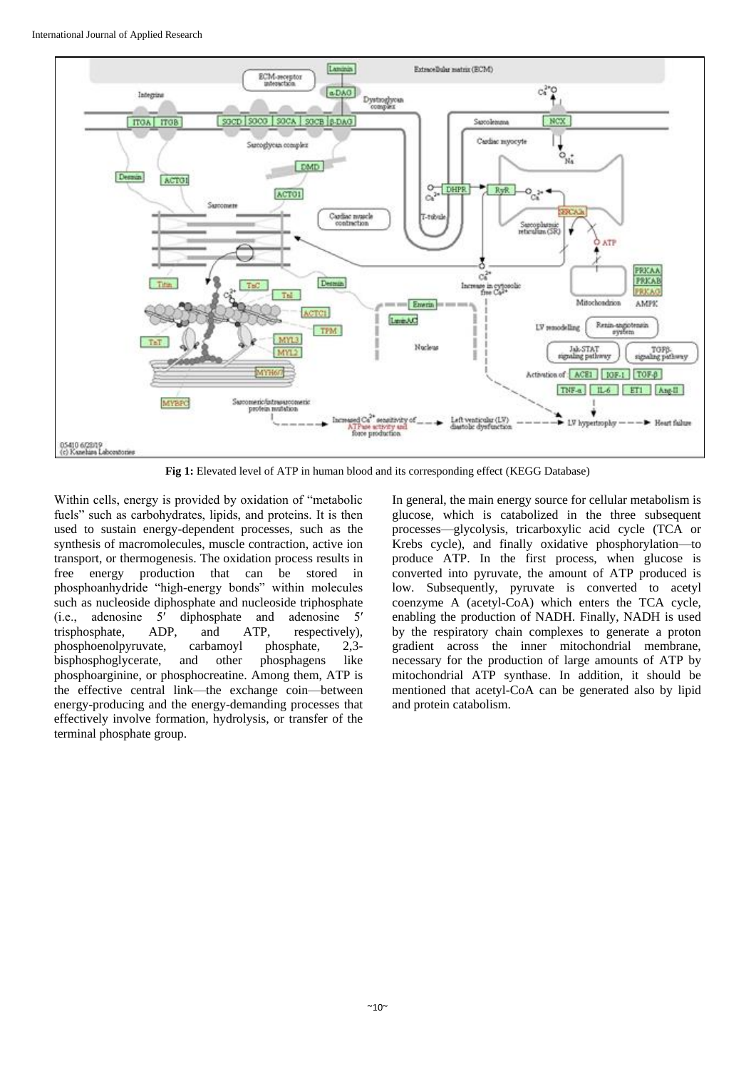**Fig 1:** Elevated level of ATP in human blood and its corresponding effect (KEGG Database)

Within cells, energy is provided by oxidation of "metabolic fuels" such as carbohydrates, lipids, and proteins. It is then used to sustain energy-dependent processes, such as the synthesis of macromolecules, muscle contraction, active ion transport, or thermogenesis. The oxidation process results in free energy production that can be stored in phosphoanhydride "high-energy bonds" within molecules such as nucleoside diphosphate and nucleoside triphosphate (i.e., adenosine 5′ diphosphate and adenosine 5′ trisphosphate, ADP, and ATP, respectively), phosphoenolpyruvate, carbamoyl phosphate, 2,3-bisphosphoglycerate, and other phosphagens like phosphoarginine, or phosphocreatine. Among them, ATP is the effective central link—the exchange coin—between energy-producing and the energy-demanding processes that effectively involve formation, hydrolysis, or transfer of the terminal phosphate group.

In general, the main energy source for cellular metabolism is glucose, which is catabolized in the three subsequent processes—glycolysis, tricarboxylic acid cycle (TCA or Krebs cycle), and finally oxidative phosphorylation—to produce ATP. In the first process, when glucose is converted into pyruvate, the amount of ATP produced is low. Subsequently, pyruvate is converted to acetyl coenzyme A (acetyl-CoA) which enters the TCA cycle, enabling the production of NADH. Finally, NADH is used by the respiratory chain complexes to generate a proton gradient across the inner mitochondrial membrane, necessary for the production of large amounts of ATP by mitochondrial ATP synthase. In addition, it should be mentioned that acetyl-CoA can be generated also by lipid and protein catabolism.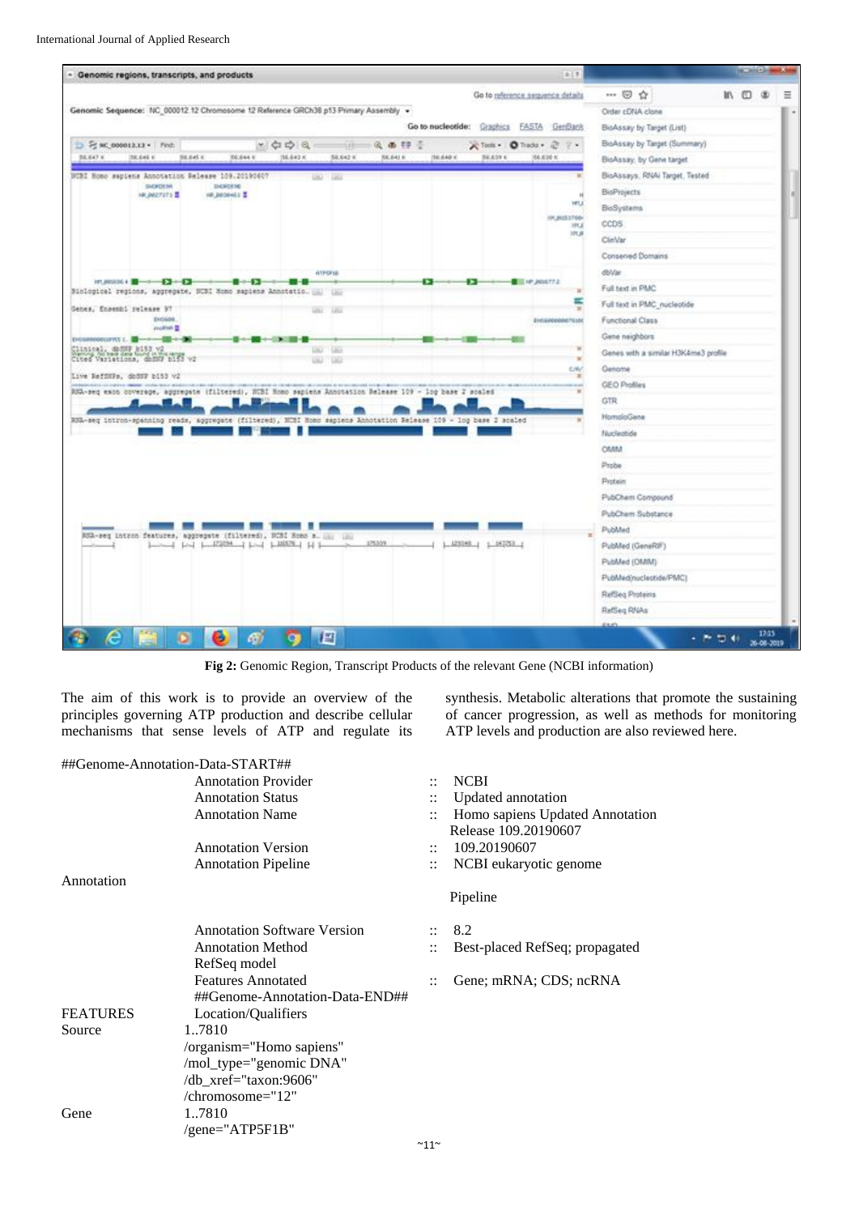**Fig 2:** Genomic Region, Transcript Products of the relevant Gene (NCBI information)

The aim of this work is to provide an overview of the principles governing ATP production and describe cellular mechanisms that sense levels of ATP and regulate its synthesis. Metabolic alterations that promote the sustaining of cancer progression, as well as methods for monitoring ATP levels and production are also reviewed here.

```
##Genome-Annotation-Data-START##
            Annotation Provider          :: NCBI
            Annotation Status            :: Updated annotation
            Annotation Name              :: Homo sapiens Updated Annotation
                                            Release 109.20190607
            Annotation Version           :: 109.20190607
            Annotation Pipeline          :: NCBI eukaryotic genome
Annotation
                                            Pipeline

            Annotation Software Version  :: 8.2
            Annotation Method            :: Best-placed RefSeq; propagated
            RefSeq model
            Features Annotated           :: Gene; mRNA; CDS; ncRNA
            ##Genome-Annotation-Data-END##
FEATURES    Location/Qualifiers
Source      1..7810
            /organism="Homo sapiens"
            /mol_type="genomic DNA"
            /db_xref="taxon:9606"
            /chromosome="12"
Gene        1..7810
            /gene="ATP5F1B"
```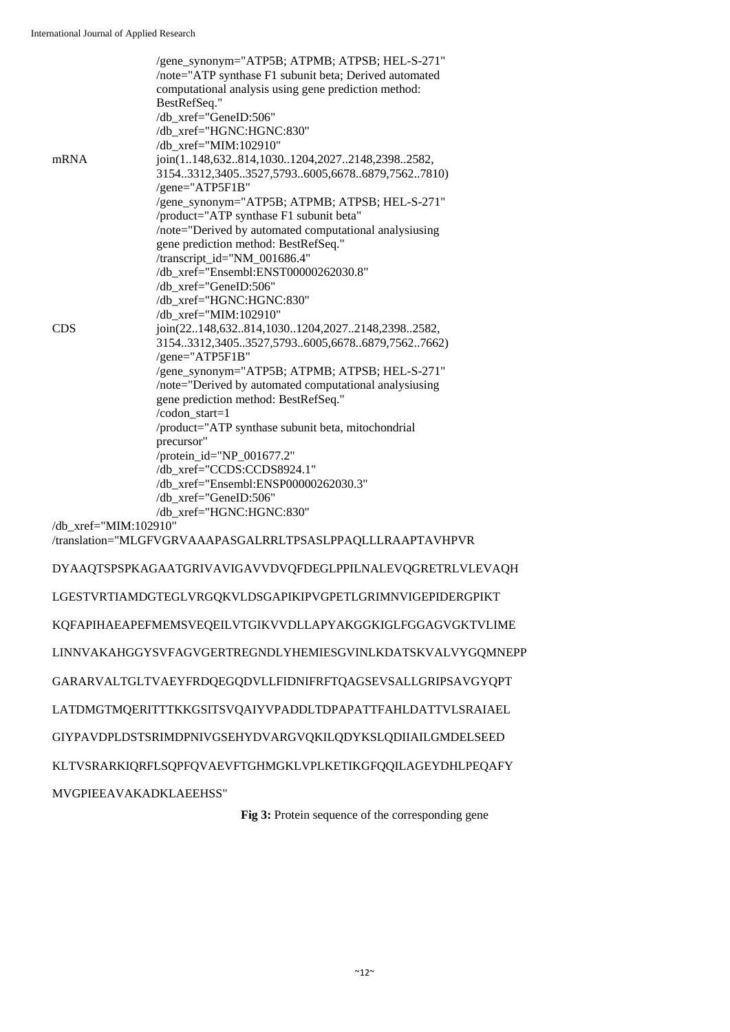```
                     /gene_synonym="ATP5B; ATPMB; ATPSB; HEL-S-271"
                     /note="ATP synthase F1 subunit beta; Derived automated
                     computational analysis using gene prediction method:
                     BestRefSeq."
                     /db_xref="GeneID:506"
                     /db_xref="HGNC:HGNC:830"
                     /db_xref="MIM:102910"
mRNA                 join(1..148,632..814,1030..1204,2027..2148,2398..2582,
                     3154..3312,3405..3527,5793..6005,6678..6879,7562..7810)
                     /gene="ATP5F1B"
                     /gene_synonym="ATP5B; ATPMB; ATPSB; HEL-S-271"
                     /product="ATP synthase F1 subunit beta"
                     /note="Derived by automated computational analysiusing
                     gene prediction method: BestRefSeq."
                     /transcript_id="NM_001686.4"
                     /db_xref="Ensembl:ENST00000262030.8"
                     /db_xref="GeneID:506"
                     /db_xref="HGNC:HGNC:830"
                     /db_xref="MIM:102910"
CDS                  join(22..148,632..814,1030..1204,2027..2148,2398..2582,
                     3154..3312,3405..3527,5793..6005,6678..6879,7562..7662)
                     /gene="ATP5F1B"
                     /gene_synonym="ATP5B; ATPMB; ATPSB; HEL-S-271"
                     /note="Derived by automated computational analysiusing
                     gene prediction method: BestRefSeq."
                     /codon_start=1
                     /product="ATP synthase subunit beta, mitochondrial
                     precursor"
                     /protein_id="NP_001677.2"
                     /db_xref="CCDS:CCDS8924.1"
                     /db_xref="Ensembl:ENSP00000262030.3"
                     /db_xref="GeneID:506"
                     /db_xref="HGNC:HGNC:830"
/db_xref="MIM:102910"
/translation="MLGFVGRVAAAPASGALRRLTPSASLPPAQLLLRAAPTAVHPVR

DYAAQTSPSPKAGAATGRIVAVIGAVVDVQFDEGLPPILNALEVQGRETRLVLEVAQH

LGESTVRTIAMDGTEGLVRGQKVLDSGAPIKIPVGPETLGRIMNVIGEPIDERGPIKT

KQFAPIHAEAPEFMEMSVEQEILVTGIKVVDLLAPYAKGGKIGLFGGAGVGKTVLIME

LINNVAKAHGGYSVFAGVGERTREGNDLYHEMIESGVINLKDATSKVALVYGQMNEPP

GARARVALTGLTVAEYFRDQEGQDVLLFIDNIFRFTQAGSEVSALLGRIPSAVGYQPT

LATDMGTMQERITTTKKGSITSVQAIYVPADDLTDPAPATTFAHLDATTVLSRAIAEL

GIYPAVDPLDSTSRIMDPNIVGSEHYDVARGVQKILQDYKSLQDIIAILGMDELSEED

KLTVSRARKIQRFLSQPFQVAEVFTGHMGKLVPLKETIKGFQQILAGEYDHLPEQAFY

MVGPIEEAVAKADKLAEEHSS"
```

**Fig 3:** Protein sequence of the corresponding gene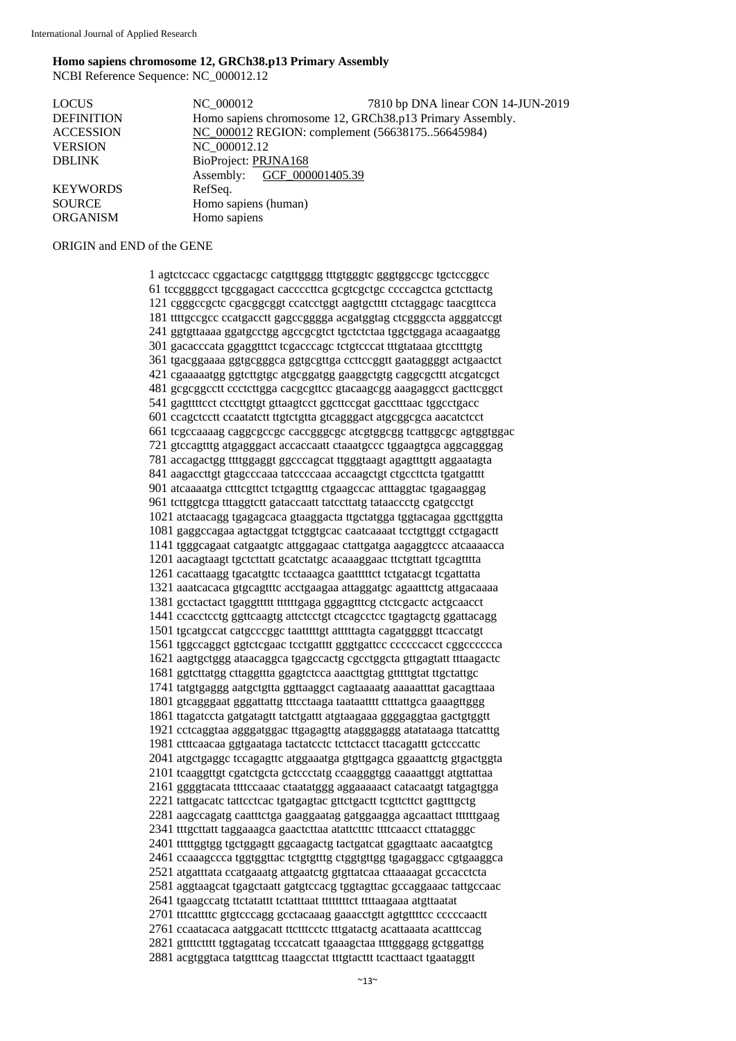**Homo sapiens chromosome 12, GRCh38.p13 Primary Assembly**
NCBI Reference Sequence: NC_000012.12

| | | |
|---|---|---|
| LOCUS | NC_000012 | 7810 bp DNA linear CON 14-JUN-2019 |
| DEFINITION | Homo sapiens chromosome 12, GRCh38.p13 Primary Assembly. | |
| ACCESSION | NC_000012 REGION: complement (56638175..56645984) | |
| VERSION | NC_000012.12 | |
| DBLINK | BioProject: PRJNA168 | |
| | Assembly: GCF_000001405.39 | |
| KEYWORDS | RefSeq. | |
| SOURCE | Homo sapiens (human) | |
| ORGANISM | Homo sapiens | |

ORIGIN and END of the GENE

```
1 agtctccacc cggactacgc catgttgggg tttgtgggtc gggtggccgc tgctccggcc
61 tccggggcct tgcggagact caccccttca gcgtcgctgc ccccagctca gctcttactg
121 cgggccgctc cgacggcggt ccatcctggt aagtgctttt ctctaggagc taacgttcca
181 ttttgccgcc ccatgacctt gagccgggga acgatggtag ctcgggccta agggatccgt
241 ggtgttaaaa ggatgcctgg agccgcgtct tgctctctaa tggctggaga acaagaatgg
301 gacacccata ggaggtttct tcgacccagc tctgtcccat tttgtataaa gtcctttgtg
361 tgacggaaaa ggtgcgggca ggtgcgttga ccttccggtt gaataggggt actgaactct
421 cgaaaaatgg ggtcttgtgc atgcggatgg gaaggctgtg caggcgcttt atcgatcgct
481 gcgcggcctt ccctcttgga cacgcgttcc gtacaagcgg aaagaggcct gacttcggct
541 gagttttcct ctccttgtgt gttaagtcct ggcttccgat gacctttaac tggcctgacc
601 ccagctcctt ccaatatctt ttgtctgtta gtcagggact atgcggcgca aacatctcct
661 tcgccaaaag caggcgccgc caccgggcgc atcgtggcgg tcattggcgc agtggtggac
721 gtccagtttg atgagggact accaccaatt ctaaatgccc tggaagtgca aggcagggag
781 accagactgg ttttggaggt ggcccagcat ttgggtaagt agagtttgtt aggaatagta
841 aagaccttgt gtagcccaaa tatccccaaa accaagctgt ctgccttcta tgatgatttt
901 atcaaaatga ctttcgttct tctgagtttg ctgaagccac atttaggtac tgagaaggag
961 tcttggtcga tttaggtctt gataccaatt tatccttatg tataaccctg cgatgcctgt
1021 atctaacagg tgagagcaca gtaaggacta ttgctatgga tggtacagaa ggcttggtta
1081 gaggccagaa agtactggat tctggtgcac caatcaaaat tcctgttggt cctgagactt
1141 tgggcagaat catgaatgtc attggagaac ctattgatga aagaggtccc atcaaaacca
1201 aacagtaagt tgctcttatt gcatctatgc acaaaggaac ttctgttatt tgcagtttta
1261 cacattaagg tgacatgttc tcctaaagca gaatttttct tctgatacgt tcgattatta
1321 aaatcacaca gtgcagtttc acctgaagaa attaggatgc agaatttctg attgacaaaa
1381 gcctactact tgaggttttt tttttgaga gggagtttcg ctctcgactc actgcaacct
1441 ccacctcctg ggttcaagtg attctcctgt ctcagcctcc tgagtagctg ggattacagg
1501 tgcatgccat catgcccggc taatttttgt atttttagta cagatggggt ttcaccatgt
1561 tggccaggct ggtctcgaac tcctgatttt gggtgattcc ccccccacct cggcccccca
1621 aagtgctggg ataacaggca tgagccactg cgcctggcta gttgagtatt tttaagactc
1681 ggtcttatgg cttaggttta ggagtctcca aaacttgtag gtttttgtat ttgctattgc
1741 tatgtgaggg aatgctgtta ggttaaggct cagtaaaatg aaaaatttat gacagttaaa
1801 gtcagggaat gggattattg tttcctaaga taataatttt ctttattgca gaaagttggg
1861 ttagatccta gatgatagtt tatctgattt atgtaagaaa ggggaggtaa gactgtggtt
1921 cctcaggtaa agggatggac ttgagagttg atagggaggg atatataaga ttatcatttg
1981 ctttcaacaa ggtgaataga tactatcctc tcttctacct ttacagattt gctcccattc
2041 atgctgaggc tccagagttc atggaaatga gtgttgagca ggaaattctg gtgactggta
2101 tcaaggttgt cgatctgcta gctccctatg ccaagggtgg caaaattggt atgttattaa
2161 ggggtacata ttttccaaac ctaatatggg aggaaaaact catacaatgt tatgagtgga
2221 tattgacatc tattcctcac tgatgagtac gttctgactt tcgttcttct gagtttgctg
2281 aagccagatg caatttctga gaaggaatag gatggaagga agcaattact ttttttgaag
2341 tttgcttatt taggaaagca gaactcttaa atattctttc ttttcaacct cttatagggc
2401 tttttggtgg tgctggagtt ggcaagactg tactgatcat ggagttaatc aacaatgtcg
2461 ccaaagccca tggtggttac tctgtgtttg ctggtgttgg tgagaggacc cgtgaaggca
2521 atgatttata ccatgaaatg attgaatctg gtgttatcaa cttaaaagat gccacctcta
2581 aggtaagcat tgagctaatt gatgtccacg tggtagttac gccaggaaac tattgccaac
2641 tgaagccatg ttctatattt tctatttaat ttttttttct ttttaagaaa atgttaatat
2701 tttcattttc gtgtcccagg gcctacaaag gaaacctgtt agtgttttcc cccccaactt
2761 ccaatacaca aatggacatt ttctttcctc tttgatactg acattaaata acatttccag
2821 gttttctttt tggtagatag tcccatcatt tgaaagctaa ttttgggagg gctggattgg
2881 acgtggtaca tatgtttcag ttaagcctat tttgtacttt tcacttaact tgaataggtt
```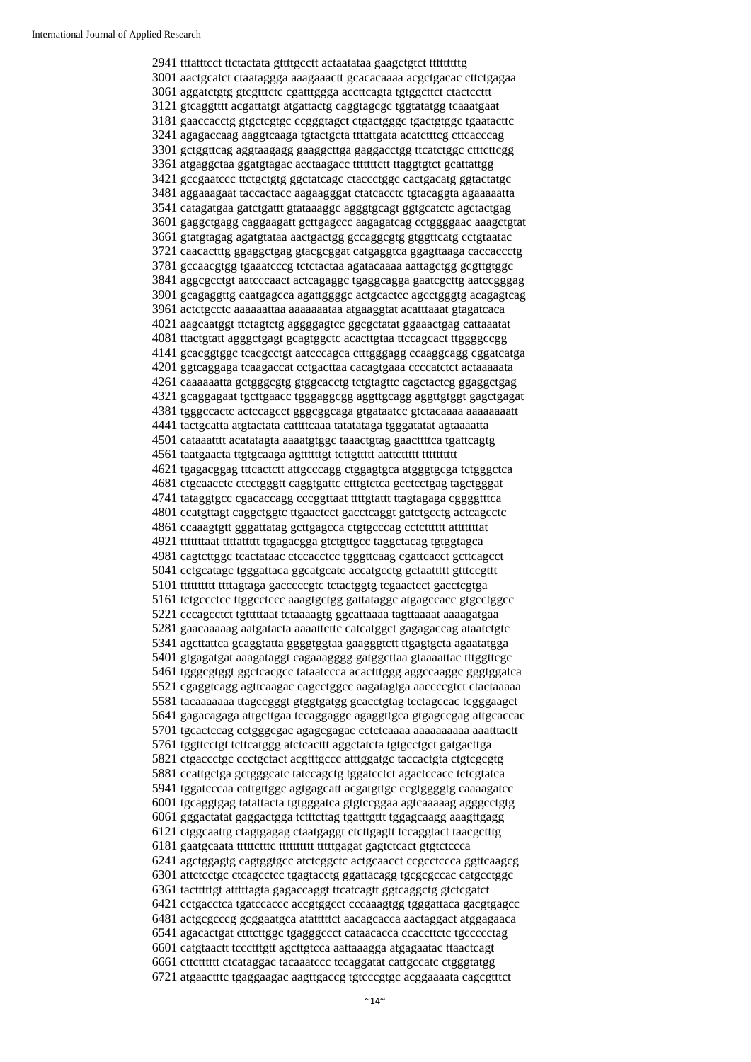```
2941 tttatttcct ttctactata gttttgcctt actaatataa gaagctgtct ttttttttg
3001 aactgcatct ctaataggga aaagaaactt gcacacaaaa acgctgacac cttctgagaa
3061 aggatctgtg gtcgtttctc cgatttggga accttcagta tgtggcttct ctactccttt
3121 gtcaggtttt acgattatgt atgattactg caggtagcgc tggtatatgg tcaaatgaat
3181 gaaccacctg gtgctcgtgc ccgggtagct ctgactgggc tgactgtggc tgaatacttc
3241 agagaccaag aaggtcaaga tgtactgcta tttattgata acatctttcg cttcacccag
3301 gctggttcag aggtaagagg gaaggcttga gaggacctgg ttcatctggc ctttcttcgg
3361 atgaggctaa ggatgtagac acctaagacc tttttttctt ttaggtgtct gcattattgg
3421 gccgaatccc ttctgctgtg ggctatcagc ctaccctggc cactgacatg ggtactatgc
3481 aggaaagaat taccactacc aagaagggat ctatcacctc tgtacaggta agaaaaatta
3541 catagatgaa gatctgattt gtataaaggc agggtgcagt ggtgcatctc agctactgag
3601 gaggctgagg caggaagatt gcttgagccc aagagatcag cctggggaac aaagctgtat
3661 gtatgtagag agatgtataa aactgactgg gccaggcgtg gtggttcatg cctgtaatac
3721 caacactttg ggaggctgag gtacgcggat catgaggtca ggagttaaga caccaccctg
3781 gccaacgtgg tgaaatcccg tctctactaa agatacaaaa aattagctgg gcgttgtggc
3841 aggcgcctgt aatcccaact actcagaggc tgaggcagga gaatcgcttg aatccgggag
3901 gcagaggttg caatgagcca agattggggc actgcactcc agcctgggtg acagagtcag
3961 actctgcctc aaaaaaattaa aaaaaaaataa atgaaggtat acatttaaat gtagatcaca
4021 aagcaatggt ttctagtctg aggggagtcc ggcgctatat ggaaactgag cattaaatat
4081 ttactgtatt agggctgagt gcagtggctc acacttgtaa ttccagcact ttggggccgg
4141 gcacggtggc tcacgcctgt aatcccagca ctttgggagg ccaaggcagg cggatcatga
4201 ggtcaggaga tcaagaccat cctgacttaa cacagtgaaa ccccatctct actaaaaata
4261 caaaaaatta gctgggcgtg gtggcacctg tctgtagttc cagctactcg ggaggctgag
4321 gcaggagaat tgcttgaacc tgggaggcgg aggttgcagg aggttgtggt gagctgagat
4381 tgggccactc actccagcct gggcggcaga gtgataatcc gtctacaaaa aaaaaaaatt
4441 tactgcatta atgtactata cattttcaaa tatatataga tgggatatat agtaaaatta
4501 cataaatttt acatatagta aaaatgtggc taaactgtag gaacttttca tgattcagtg
4561 taatgaacta ttgtgcaaga agttttttgt tcttgttttt aattcttttt ttttttttt
4621 tgagacggag tttcactctt attgcccagg ctggagtgca atgggtgcga tctgggctca
4681 ctgcaacctc ctcctgggtt caggtgattc ctttgtctca gcctcctgag tagctgggat
4741 tataggtgcc cgacaccagg cccggttaat ttttgtattt ttagtagaga cggggtttca
4801 ccatgttagt caggctggtc ttgaactcct gacctcaggt gatctgcctg actcagcctc
4861 ccaaagtgtt gggattatag gcttgagcca ctgtgcccag cctctttttt atttttttat
4921 ttttttaat ttttatttt ttgagacgga gtctgttgcc taggctacag tgtggtagca
4981 cagtcttggc tcactataac ctccacctcc tgggttcaag cgattcacct gcttcagcct
5041 cctgcatagc tgggattaca ggcatgcatc accatgcctg gctaattttt gtttccgttt
5101 ttttttttt ttttagtaga gacccccgtc tctactggtg tcgaactcct gacctcgtga
5161 tctgccctcc ttggcctccc aaagtgctgg gattataggc atgagccacc gtgcctggcc
5221 cccagcctct tgtttttaat tctaaaagtg ggcattaaaa tagttaaaat aaaagatgaa
5281 gaacaaaaag aatgatacta aaaattcttc catcatggct gagagaccag ataatctgtc
5341 agcttattca gcaggtatta ggggtggtaa gaagggtctt ttgagtgcta agaatatgga
5401 gtgagatgat aaagataggt cagaaagggg gatggcttaa gtaaaattac tttggttcgc
5461 tgggcgtggt ggctcacgcc tataatccca acactttggg aggccaaggc gggtggatca
5521 cgaggtcagg agttcaagac cagcctggcc aagatagtga aaccccgtct ctactaaaaa
5581 tacaaaaaaa ttagccgggt gtggtgatgg gcacctgtag tcctagccac tcgggaagct
5641 gagacagaga attgcttgaa tccaggaggc agaggttgca gtgagccgag attgcaccac
5701 tgcactccag cctgggcgac agagcgagac cctctcaaaa aaaaaaaaaa aaatttactt
5761 tggttcctgt tcttcatggg atctcacttt aggctatcta tgtgcctgct gatgacttga
5821 ctgaccctgc ccctgctact acgtttgccc atttggatgc taccactgta ctgtcgcgtg
5881 ccattgctga gctgggcatc tatccagctg tggatcctct agactccacc tctcgtatca
5941 tggatcccaa cattgttggc agtgagcatt acgatgttgc ccgtgggggtg caaaagatcc
6001 tgcaggtgag tatattacta tgtgggatca gtgtccggaa agtcaaaaag agggcctgtg
6061 gggactatat gaggactgga tctttcttag tgatttgttt tggagcaagg aaagttgagg
6121 ctggcaattg ctagtgagag ctaatgaggt ctcttgagtt tccaggtact taacgctttg
6181 gaatgcaata ttttctttc ttttttttt tttttgagat gagtctcact gtgtctccca
6241 agctggagtg cagtggtgcc atctcggctc actgcaacct ccgcctccca ggttcaagcg
6301 attctcctgc ctcagcctcc tgagtacctg ggattacagg tgcgcgccac catgcctggc
6361 tactttttgt atttttagta gagaccaggt ttcatcagtt ggtcaggctg gtctcgatct
6421 cctgacctca tgatccaccc accgtggcct cccaaagtgg tgggattaca gacgtgagcc
6481 actgcgcccg gcggaatgca atatttttct aacagcacca aactaggact atggagaaca
6541 agacactgat ctttcttggc tgagggccct cataacacca ccaccttctc tgccccctag
6601 catgtaactt tccctttgtt agcttgtcca aattaaagga atgagaatac ttaactcagt
6661 cttctttttt ctcataggac tacaaatccc tccaggatat cattgccatc ctgggtatgg
6721 atgaactttc tgaggaagac aagttgaccg tgtcccgtgc acggaaaata cagcgtttct
```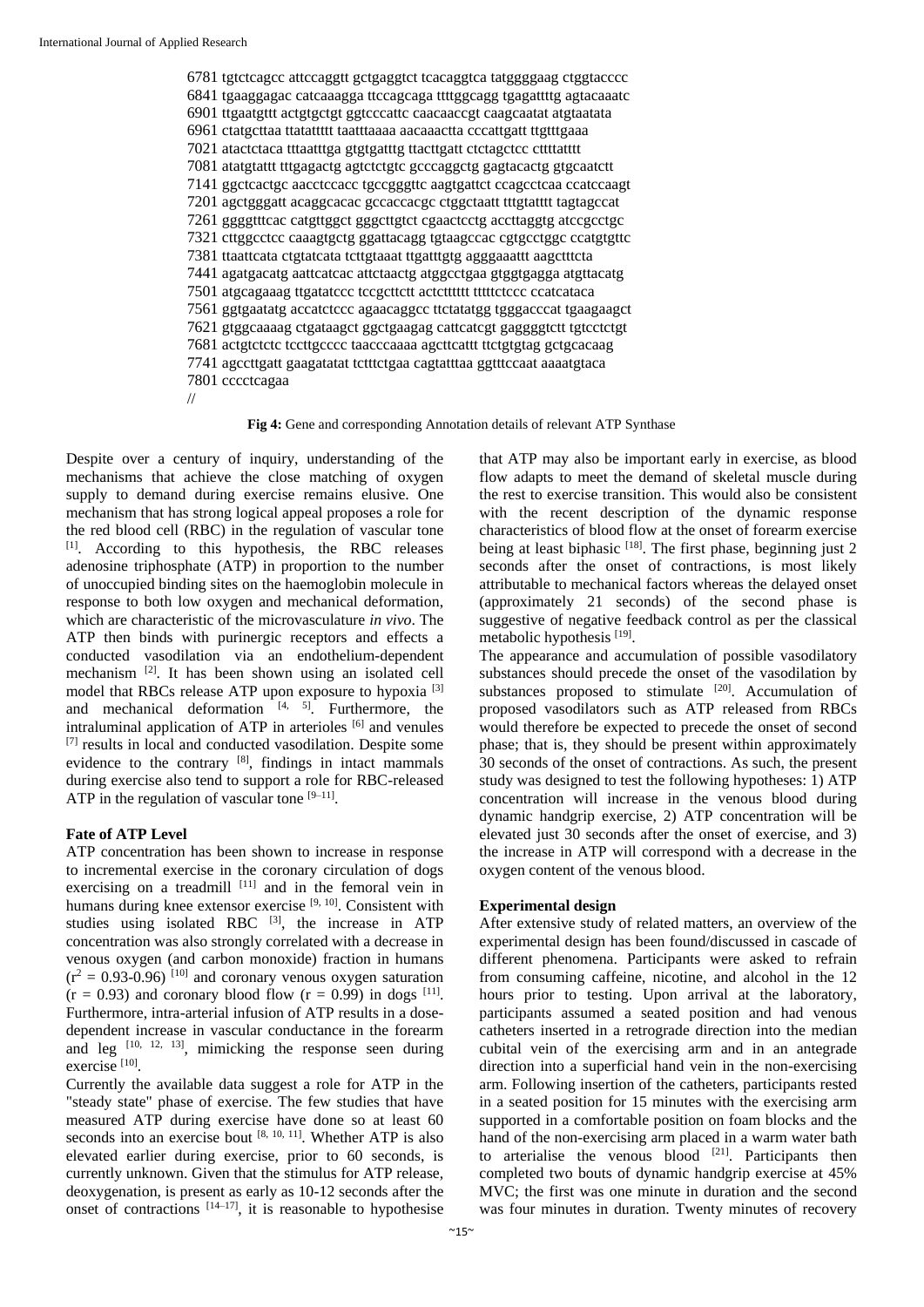```
6781 tgtctcagcc attccaggtt gctgaggtct tcacaggtca tatggggaag ctggtacccc
6841 tgaaggagac catcaaagga ttccagcaga ttttggcagg tgagattttg agtacaaatc
6901 ttgaatgttt actgtgctgt ggtcccattc caacaaccgt caagcaatat atgtaatata
6961 ctatgcttaa ttatatttt taatttaaaa aacaaactta cccattgatt ttgtttgaaa
7021 atactctaca tttaatttga gtgtgatttg ttacttgatt ctctagctcc cttttatttt
7081 atatgtattt tttgagactg agtctctgtc gcccaggctg gagtacactg gtgcaatctt
7141 ggctcactgc aacctccacc tgccgggttc aagtgattct ccagcctcaa ccatccaagt
7201 agctgggatt acaggcacac gccaccacgc ctggctaatt tttgtatttt tagtagccat
7261 ggggtttcac catgttggct gggcttgtct cgaactcctg accttaggtg atccgcctgc
7321 cttggcctcc caaagtgctg ggattacagg tgtaagccac cgtgcctggc ccatgtgttc
7381 ttaattcata ctgtatcata tcttgtaaat ttgatttgtg agggaaattt aagctttcta
7441 agatgacatg aattcatcac attctaactg atggcctgaa gtggtgagga atgttacatg
7501 atgcagaaag ttgatatccc tccgcttctt actctttttt tttttctccc ccatcataca
7561 ggtgaatatg accatctccc agaacaggcc ttctatatgg tgggacccat tgaagaagct
7621 gtggcaaaag ctgataagct ggctgaagag cattcatcgt gaggggtctt tgtcctctgt
7681 actgtctctc tccttgcccc taacccaaaa agcttcattt ttctgtgtag gctgcacaag
7741 agccttgatt gaagatatat tctttctgaa cagtatttaa ggtttccaat aaaatgtaca
7801 cccctcagaa
//
```

**Fig 4:** Gene and corresponding Annotation details of relevant ATP Synthase

Despite over a century of inquiry, understanding of the mechanisms that achieve the close matching of oxygen supply to demand during exercise remains elusive. One mechanism that has strong logical appeal proposes a role for the red blood cell (RBC) in the regulation of vascular tone [1]. According to this hypothesis, the RBC releases adenosine triphosphate (ATP) in proportion to the number of unoccupied binding sites on the haemoglobin molecule in response to both low oxygen and mechanical deformation, which are characteristic of the microvasculature *in vivo*. The ATP then binds with purinergic receptors and effects a conducted vasodilation via an endothelium-dependent mechanism [2]. It has been shown using an isolated cell model that RBCs release ATP upon exposure to hypoxia [3] and mechanical deformation [4, 5]. Furthermore, the intraluminal application of ATP in arterioles [6] and venules [7] results in local and conducted vasodilation. Despite some evidence to the contrary [8], findings in intact mammals during exercise also tend to support a role for RBC-released ATP in the regulation of vascular tone [9–11].

### Fate of ATP Level

ATP concentration has been shown to increase in response to incremental exercise in the coronary circulation of dogs exercising on a treadmill [11] and in the femoral vein in humans during knee extensor exercise [9, 10]. Consistent with studies using isolated RBC [3], the increase in ATP concentration was also strongly correlated with a decrease in venous oxygen (and carbon monoxide) fraction in humans ($r^2 = 0.93$-$0.96$) [10] and coronary venous oxygen saturation ($r = 0.93$) and coronary blood flow ($r = 0.99$) in dogs [11]. Furthermore, intra-arterial infusion of ATP results in a dose-dependent increase in vascular conductance in the forearm and leg [10, 12, 13], mimicking the response seen during exercise [10].

Currently the available data suggest a role for ATP in the "steady state" phase of exercise. The few studies that have measured ATP during exercise have done so at least 60 seconds into an exercise bout [8, 10, 11]. Whether ATP is also elevated earlier during exercise, prior to 60 seconds, is currently unknown. Given that the stimulus for ATP release, deoxygenation, is present as early as 10-12 seconds after the onset of contractions [14–17], it is reasonable to hypothesise that ATP may also be important early in exercise, as blood flow adapts to meet the demand of skeletal muscle during the rest to exercise transition. This would also be consistent with the recent description of the dynamic response characteristics of blood flow at the onset of forearm exercise being at least biphasic [18]. The first phase, beginning just 2 seconds after the onset of contractions, is most likely attributable to mechanical factors whereas the delayed onset (approximately 21 seconds) of the second phase is suggestive of negative feedback control as per the classical metabolic hypothesis [19].

The appearance and accumulation of possible vasodilatory substances should precede the onset of the vasodilation by substances proposed to stimulate [20]. Accumulation of proposed vasodilators such as ATP released from RBCs would therefore be expected to precede the onset of second phase; that is, they should be present within approximately 30 seconds of the onset of contractions. As such, the present study was designed to test the following hypotheses: 1) ATP concentration will increase in the venous blood during dynamic handgrip exercise, 2) ATP concentration will be elevated just 30 seconds after the onset of exercise, and 3) the increase in ATP will correspond with a decrease in the oxygen content of the venous blood.

### Experimental design

After extensive study of related matters, an overview of the experimental design has been found/discussed in cascade of different phenomena. Participants were asked to refrain from consuming caffeine, nicotine, and alcohol in the 12 hours prior to testing. Upon arrival at the laboratory, participants assumed a seated position and had venous catheters inserted in a retrograde direction into the median cubital vein of the exercising arm and in an antegrade direction into a superficial hand vein in the non-exercising arm. Following insertion of the catheters, participants rested in a seated position for 15 minutes with the exercising arm supported in a comfortable position on foam blocks and the hand of the non-exercising arm placed in a warm water bath to arterialise the venous blood [21]. Participants then completed two bouts of dynamic handgrip exercise at 45% MVC; the first was one minute in duration and the second was four minutes in duration. Twenty minutes of recovery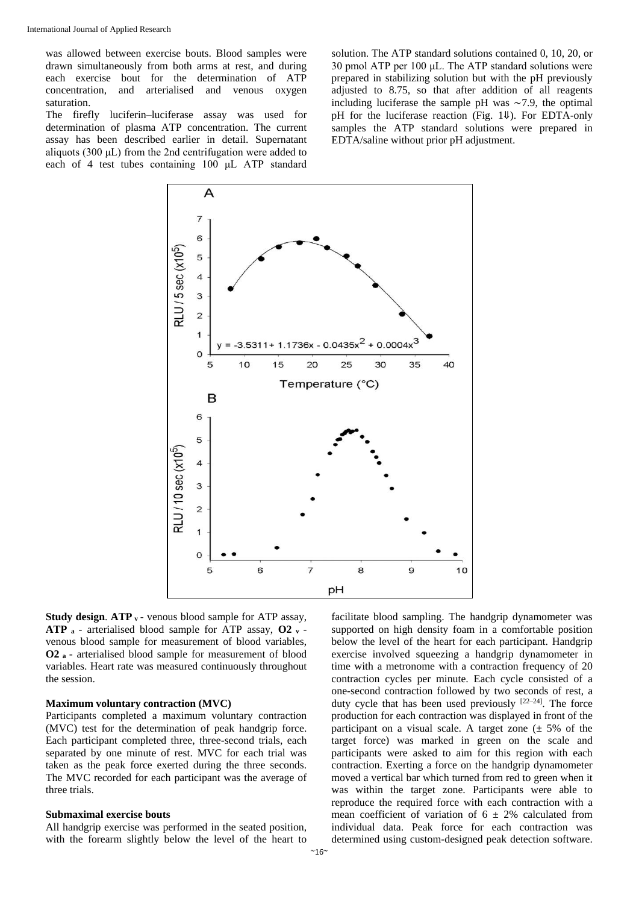was allowed between exercise bouts. Blood samples were drawn simultaneously from both arms at rest, and during each exercise bout for the determination of ATP concentration, and arterialised and venous oxygen saturation.

The firefly luciferin–luciferase assay was used for determination of plasma ATP concentration. The current assay has been described earlier in detail. Supernatant aliquots (300 μL) from the 2nd centrifugation were added to each of 4 test tubes containing 100 μL ATP standard solution. The ATP standard solutions contained 0, 10, 20, or 30 pmol ATP per 100 μL. The ATP standard solutions were prepared in stabilizing solution but with the pH previously adjusted to 8.75, so that after addition of all reagents including luciferase the sample pH was ∼7.9, the optimal pH for the luciferase reaction (Fig. 1⇓). For EDTA-only samples the ATP standard solutions were prepared in EDTA/saline without prior pH adjustment.

**Study design**. **ATP $_v$** - venous blood sample for ATP assay, **ATP $_a$** - arterialised blood sample for ATP assay, **O2 $_v$** - venous blood sample for measurement of blood variables, **O2 $_a$** - arterialised blood sample for measurement of blood variables. Heart rate was measured continuously throughout the session.

### Maximum voluntary contraction (MVC)

Participants completed a maximum voluntary contraction (MVC) test for the determination of peak handgrip force. Each participant completed three, three-second trials, each separated by one minute of rest. MVC for each trial was taken as the peak force exerted during the three seconds. The MVC recorded for each participant was the average of three trials.

### Submaximal exercise bouts

All handgrip exercise was performed in the seated position, with the forearm slightly below the level of the heart to facilitate blood sampling. The handgrip dynamometer was supported on high density foam in a comfortable position below the level of the heart for each participant. Handgrip exercise involved squeezing a handgrip dynamometer in time with a metronome with a contraction frequency of 20 contraction cycles per minute. Each cycle consisted of a one-second contraction followed by two seconds of rest, a duty cycle that has been used previously [22–24]. The force production for each contraction was displayed in front of the participant on a visual scale. A target zone (± 5% of the target force) was marked in green on the scale and participants were asked to aim for this region with each contraction. Exerting a force on the handgrip dynamometer moved a vertical bar which turned from red to green when it was within the target zone. Participants were able to reproduce the required force with each contraction with a mean coefficient of variation of 6 ± 2% calculated from individual data. Peak force for each contraction was determined using custom-designed peak detection software.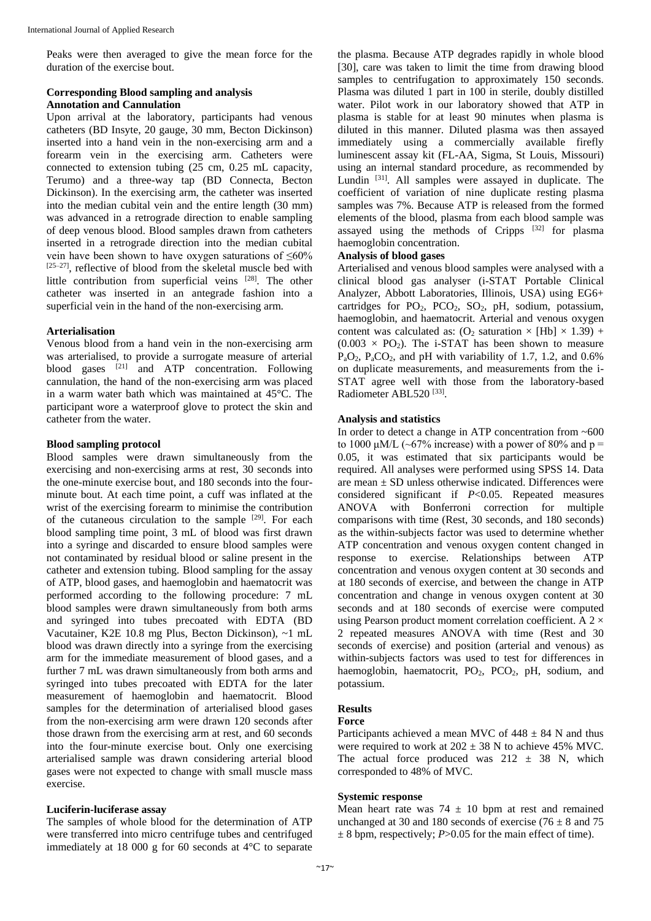Peaks were then averaged to give the mean force for the duration of the exercise bout.

### Corresponding Blood sampling and analysis

#### Annotation and Cannulation

Upon arrival at the laboratory, participants had venous catheters (BD Insyte, 20 gauge, 30 mm, Becton Dickinson) inserted into a hand vein in the non-exercising arm and a forearm vein in the exercising arm. Catheters were connected to extension tubing (25 cm, 0.25 mL capacity, Terumo) and a three-way tap (BD Connecta, Becton Dickinson). In the exercising arm, the catheter was inserted into the median cubital vein and the entire length (30 mm) was advanced in a retrograde direction to enable sampling of deep venous blood. Blood samples drawn from catheters inserted in a retrograde direction into the median cubital vein have been shown to have oxygen saturations of ≤60% [25–27], reflective of blood from the skeletal muscle bed with little contribution from superficial veins [28]. The other catheter was inserted in an antegrade fashion into a superficial vein in the hand of the non-exercising arm.

#### Arterialisation

Venous blood from a hand vein in the non-exercising arm was arterialised, to provide a surrogate measure of arterial blood gases [21] and ATP concentration. Following cannulation, the hand of the non-exercising arm was placed in a warm water bath which was maintained at 45°C. The participant wore a waterproof glove to protect the skin and catheter from the water.

#### Blood sampling protocol

Blood samples were drawn simultaneously from the exercising and non-exercising arms at rest, 30 seconds into the one-minute exercise bout, and 180 seconds into the four-minute bout. At each time point, a cuff was inflated at the wrist of the exercising forearm to minimise the contribution of the cutaneous circulation to the sample [29]. For each blood sampling time point, 3 mL of blood was first drawn into a syringe and discarded to ensure blood samples were not contaminated by residual blood or saline present in the catheter and extension tubing. Blood sampling for the assay of ATP, blood gases, and haemoglobin and haematocrit was performed according to the following procedure: 7 mL blood samples were drawn simultaneously from both arms and syringed into tubes precoated with EDTA (BD Vacutainer, K2E 10.8 mg Plus, Becton Dickinson), ~1 mL blood was drawn directly into a syringe from the exercising arm for the immediate measurement of blood gases, and a further 7 mL was drawn simultaneously from both arms and syringed into tubes precoated with EDTA for the later measurement of haemoglobin and haematocrit. Blood samples for the determination of arterialised blood gases from the non-exercising arm were drawn 120 seconds after those drawn from the exercising arm at rest, and 60 seconds into the four-minute exercise bout. Only one exercising arterialised sample was drawn considering arterial blood gases were not expected to change with small muscle mass exercise.

#### Luciferin-luciferase assay

The samples of whole blood for the determination of ATP were transferred into micro centrifuge tubes and centrifuged immediately at 18 000 g for 60 seconds at 4°C to separate the plasma. Because ATP degrades rapidly in whole blood [30], care was taken to limit the time from drawing blood samples to centrifugation to approximately 150 seconds. Plasma was diluted 1 part in 100 in sterile, doubly distilled water. Pilot work in our laboratory showed that ATP in plasma is stable for at least 90 minutes when plasma is diluted in this manner. Diluted plasma was then assayed immediately using a commercially available firefly luminescent assay kit (FL-AA, Sigma, St Louis, Missouri) using an internal standard procedure, as recommended by Lundin [31]. All samples were assayed in duplicate. The coefficient of variation of nine duplicate resting plasma samples was 7%. Because ATP is released from the formed elements of the blood, plasma from each blood sample was assayed using the methods of Cripps [32] for plasma haemoglobin concentration.

#### Analysis of blood gases

Arterialised and venous blood samples were analysed with a clinical blood gas analyser (i-STAT Portable Clinical Analyzer, Abbott Laboratories, Illinois, USA) using EG6+ cartridges for $PO_2$, $PCO_2$, $SO_2$, pH, sodium, potassium, haemoglobin, and haematocrit. Arterial and venous oxygen content was calculated as: ($O_2$ saturation × [Hb] × 1.39) + (0.003 × $PO_2$). The i-STAT has been shown to measure $P_aO_2$, $P_aCO_2$, and pH with variability of 1.7, 1.2, and 0.6% on duplicate measurements, and measurements from the i-STAT agree well with those from the laboratory-based Radiometer ABL520 [33].

#### Analysis and statistics

In order to detect a change in ATP concentration from ~600 to 1000 μM/L (~67% increase) with a power of 80% and p = 0.05, it was estimated that six participants would be required. All analyses were performed using SPSS 14. Data are mean ± SD unless otherwise indicated. Differences were considered significant if $P<0.05$. Repeated measures ANOVA with Bonferroni correction for multiple comparisons with time (Rest, 30 seconds, and 180 seconds) as the within-subjects factor was used to determine whether ATP concentration and venous oxygen content changed in response to exercise. Relationships between ATP concentration and venous oxygen content at 30 seconds and at 180 seconds of exercise, and between the change in ATP concentration and change in venous oxygen content at 30 seconds and at 180 seconds of exercise were computed using Pearson product moment correlation coefficient. A 2 × 2 repeated measures ANOVA with time (Rest and 30 seconds of exercise) and position (arterial and venous) as within-subjects factors was used to test for differences in haemoglobin, haematocrit, $PO_2$, $PCO_2$, pH, sodium, and potassium.

## Results

#### Force

Participants achieved a mean MVC of 448 ± 84 N and thus were required to work at 202 ± 38 N to achieve 45% MVC. The actual force produced was 212 ± 38 N, which corresponded to 48% of MVC.

#### Systemic response

Mean heart rate was 74 ± 10 bpm at rest and remained unchanged at 30 and 180 seconds of exercise (76 ± 8 and 75 ± 8 bpm, respectively; $P>0.05$ for the main effect of time).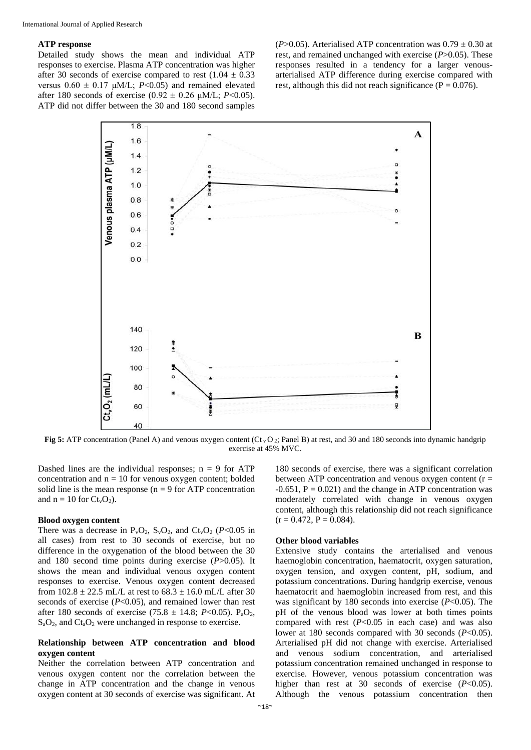### ATP response

Detailed study shows the mean and individual ATP responses to exercise. Plasma ATP concentration was higher after 30 seconds of exercise compared to rest ($1.04 \pm 0.33$ versus $0.60 \pm 0.17$ μM/L; $P<0.05$) and remained elevated after 180 seconds of exercise ($0.92 \pm 0.26$ μM/L; $P<0.05$). ATP did not differ between the 30 and 180 second samples ($P>0.05$). Arterialised ATP concentration was $0.79 \pm 0.30$ at rest, and remained unchanged with exercise ($P>0.05$). These responses resulted in a tendency for a larger venous-arterialised ATP difference during exercise compared with rest, although this did not reach significance ($P = 0.076$).

**Fig 5:** ATP concentration (Panel A) and venous oxygen content ($Ct_vO_2$; Panel B) at rest, and 30 and 180 seconds into dynamic handgrip exercise at 45% MVC.

Dashed lines are the individual responses; n = 9 for ATP concentration and n = 10 for venous oxygen content; bolded solid line is the mean response (n = 9 for ATP concentration and n = 10 for $Ct_vO_2$).

#### Blood oxygen content

There was a decrease in $P_vO_2$, $S_vO_2$, and $Ct_vO_2$ ($P<0.05$ in all cases) from rest to 30 seconds of exercise, but no difference in the oxygenation of the blood between the 30 and 180 second time points during exercise ($P>0.05$). It shows the mean and individual venous oxygen content responses to exercise. Venous oxygen content decreased from $102.8 \pm 22.5$ mL/L at rest to $68.3 \pm 16.0$ mL/L after 30 seconds of exercise ($P<0.05$), and remained lower than rest after 180 seconds of exercise ($75.8 \pm 14.8$; $P<0.05$). $P_aO_2$, $S_aO_2$, and $Ct_aO_2$ were unchanged in response to exercise.

#### Relationship between ATP concentration and blood oxygen content

Neither the correlation between ATP concentration and venous oxygen content nor the correlation between the change in ATP concentration and the change in venous oxygen content at 30 seconds of exercise was significant. At 180 seconds of exercise, there was a significant correlation between ATP concentration and venous oxygen content ($r = -0.651$, $P = 0.021$) and the change in ATP concentration was moderately correlated with change in venous oxygen content, although this relationship did not reach significance ($r = 0.472$, $P = 0.084$).

#### Other blood variables

Extensive study contains the arterialised and venous haemoglobin concentration, haematocrit, oxygen saturation, oxygen tension, and oxygen content, pH, sodium, and potassium concentrations. During handgrip exercise, venous haematocrit and haemoglobin increased from rest, and this was significant by 180 seconds into exercise ($P<0.05$). The pH of the venous blood was lower at both times points compared with rest ($P<0.05$ in each case) and was also lower at 180 seconds compared with 30 seconds ($P<0.05$). Arterialised pH did not change with exercise. Arterialised and venous sodium concentration, and arterialised potassium concentration remained unchanged in response to exercise. However, venous potassium concentration was higher than rest at 30 seconds of exercise ($P<0.05$). Although the venous potassium concentration then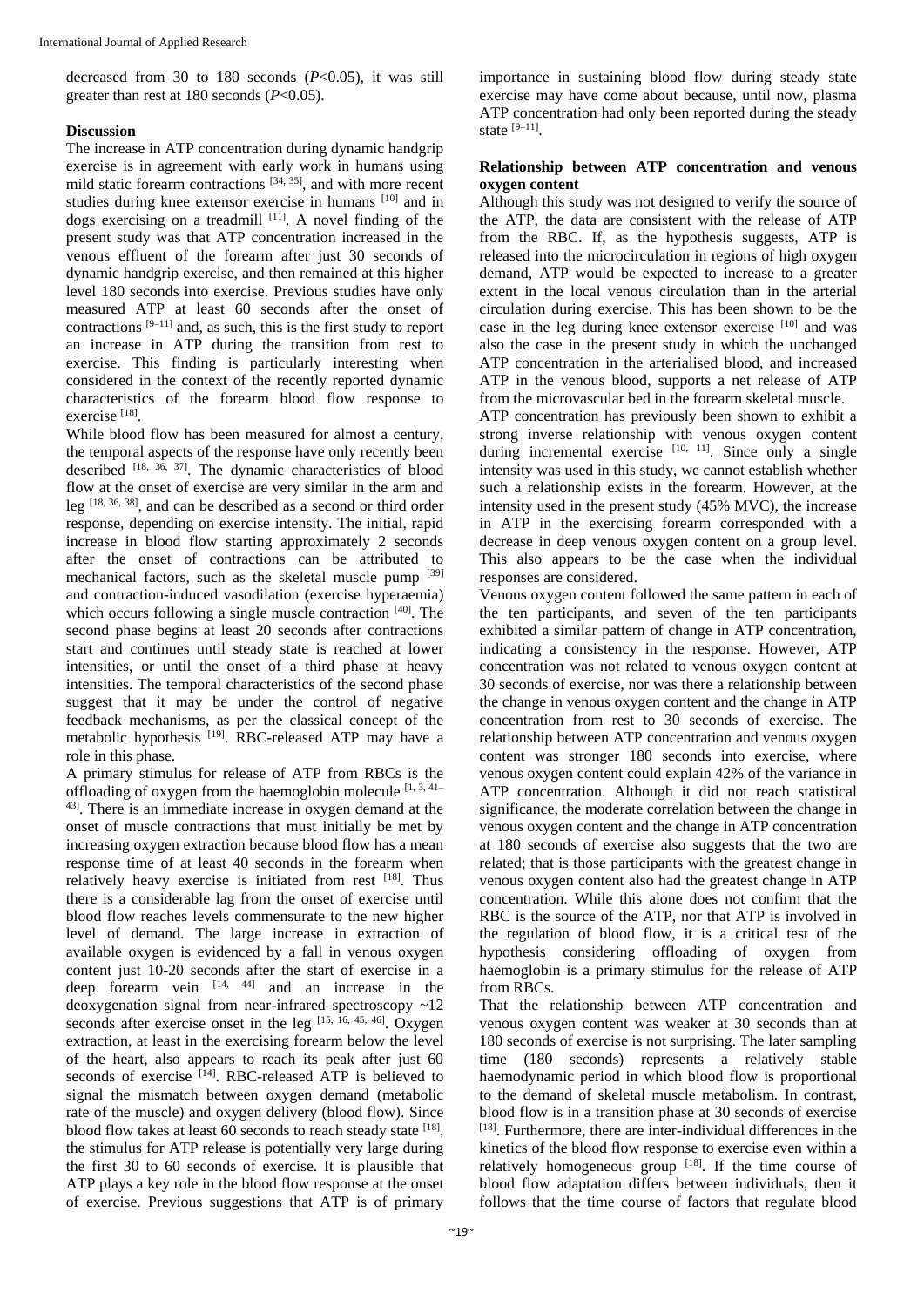decreased from 30 to 180 seconds ($P<0.05$), it was still greater than rest at 180 seconds ($P<0.05$).

## Discussion

The increase in ATP concentration during dynamic handgrip exercise is in agreement with early work in humans using mild static forearm contractions [34, 35], and with more recent studies during knee extensor exercise in humans [10] and in dogs exercising on a treadmill [11]. A novel finding of the present study was that ATP concentration increased in the venous effluent of the forearm after just 30 seconds of dynamic handgrip exercise, and then remained at this higher level 180 seconds into exercise. Previous studies have only measured ATP at least 60 seconds after the onset of contractions [9–11] and, as such, this is the first study to report an increase in ATP during the transition from rest to exercise. This finding is particularly interesting when considered in the context of the recently reported dynamic characteristics of the forearm blood flow response to exercise [18].

While blood flow has been measured for almost a century, the temporal aspects of the response have only recently been described [18, 36, 37]. The dynamic characteristics of blood flow at the onset of exercise are very similar in the arm and leg [18, 36, 38], and can be described as a second or third order response, depending on exercise intensity. The initial, rapid increase in blood flow starting approximately 2 seconds after the onset of contractions can be attributed to mechanical factors, such as the skeletal muscle pump [39] and contraction-induced vasodilation (exercise hyperaemia) which occurs following a single muscle contraction [40]. The second phase begins at least 20 seconds after contractions start and continues until steady state is reached at lower intensities, or until the onset of a third phase at heavy intensities. The temporal characteristics of the second phase suggest that it may be under the control of negative feedback mechanisms, as per the classical concept of the metabolic hypothesis [19]. RBC-released ATP may have a role in this phase.

A primary stimulus for release of ATP from RBCs is the offloading of oxygen from the haemoglobin molecule [1, 3, 41–43]. There is an immediate increase in oxygen demand at the onset of muscle contractions that must initially be met by increasing oxygen extraction because blood flow has a mean response time of at least 40 seconds in the forearm when relatively heavy exercise is initiated from rest [18]. Thus there is a considerable lag from the onset of exercise until blood flow reaches levels commensurate to the new higher level of demand. The large increase in extraction of available oxygen is evidenced by a fall in venous oxygen content just 10-20 seconds after the start of exercise in a deep forearm vein [14, 44] and an increase in the deoxygenation signal from near-infrared spectroscopy ~12 seconds after exercise onset in the leg [15, 16, 45, 46]. Oxygen extraction, at least in the exercising forearm below the level of the heart, also appears to reach its peak after just 60 seconds of exercise [14]. RBC-released ATP is believed to signal the mismatch between oxygen demand (metabolic rate of the muscle) and oxygen delivery (blood flow). Since blood flow takes at least 60 seconds to reach steady state [18], the stimulus for ATP release is potentially very large during the first 30 to 60 seconds of exercise. It is plausible that ATP plays a key role in the blood flow response at the onset of exercise. Previous suggestions that ATP is of primary importance in sustaining blood flow during steady state exercise may have come about because, until now, plasma ATP concentration had only been reported during the steady state [9–11].

### Relationship between ATP concentration and venous oxygen content

Although this study was not designed to verify the source of the ATP, the data are consistent with the release of ATP from the RBC. If, as the hypothesis suggests, ATP is released into the microcirculation in regions of high oxygen demand, ATP would be expected to increase to a greater extent in the local venous circulation than in the arterial circulation during exercise. This has been shown to be the case in the leg during knee extensor exercise [10] and was also the case in the present study in which the unchanged ATP concentration in the arterialised blood, and increased ATP in the venous blood, supports a net release of ATP from the microvascular bed in the forearm skeletal muscle.

ATP concentration has previously been shown to exhibit a strong inverse relationship with venous oxygen content during incremental exercise [10, 11]. Since only a single intensity was used in this study, we cannot establish whether such a relationship exists in the forearm. However, at the intensity used in the present study (45% MVC), the increase in ATP in the exercising forearm corresponded with a decrease in deep venous oxygen content on a group level. This also appears to be the case when the individual responses are considered.

Venous oxygen content followed the same pattern in each of the ten participants, and seven of the ten participants exhibited a similar pattern of change in ATP concentration, indicating a consistency in the response. However, ATP concentration was not related to venous oxygen content at 30 seconds of exercise, nor was there a relationship between the change in venous oxygen content and the change in ATP concentration from rest to 30 seconds of exercise. The relationship between ATP concentration and venous oxygen content was stronger 180 seconds into exercise, where venous oxygen content could explain 42% of the variance in ATP concentration. Although it did not reach statistical significance, the moderate correlation between the change in venous oxygen content and the change in ATP concentration at 180 seconds of exercise also suggests that the two are related; that is those participants with the greatest change in venous oxygen content also had the greatest change in ATP concentration. While this alone does not confirm that the RBC is the source of the ATP, nor that ATP is involved in the regulation of blood flow, it is a critical test of the hypothesis considering offloading of oxygen from haemoglobin is a primary stimulus for the release of ATP from RBCs.

That the relationship between ATP concentration and venous oxygen content was weaker at 30 seconds than at 180 seconds of exercise is not surprising. The later sampling time (180 seconds) represents a relatively stable haemodynamic period in which blood flow is proportional to the demand of skeletal muscle metabolism. In contrast, blood flow is in a transition phase at 30 seconds of exercise [18]. Furthermore, there are inter-individual differences in the kinetics of the blood flow response to exercise even within a relatively homogeneous group [18]. If the time course of blood flow adaptation differs between individuals, then it follows that the time course of factors that regulate blood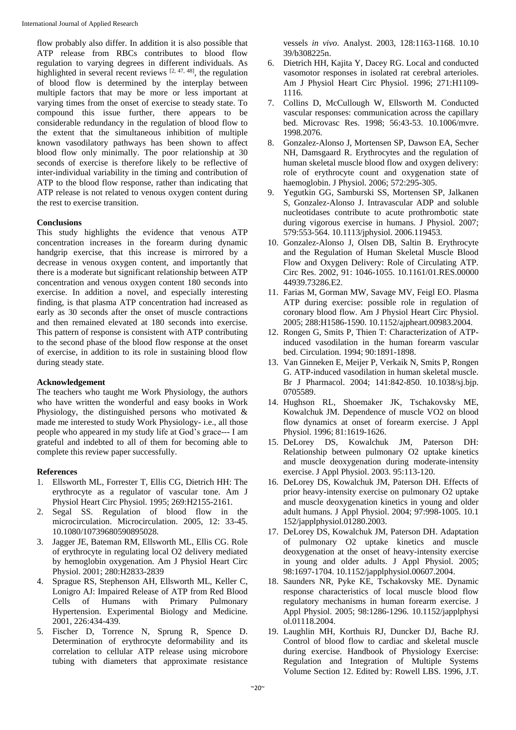flow probably also differ. In addition it is also possible that ATP release from RBCs contributes to blood flow regulation to varying degrees in different individuals. As highlighted in several recent reviews [2, 47, 48], the regulation of blood flow is determined by the interplay between multiple factors that may be more or less important at varying times from the onset of exercise to steady state. To compound this issue further, there appears to be considerable redundancy in the regulation of blood flow to the extent that the simultaneous inhibition of multiple known vasodilatory pathways has been shown to affect blood flow only minimally. The poor relationship at 30 seconds of exercise is therefore likely to be reflective of inter-individual variability in the timing and contribution of ATP to the blood flow response, rather than indicating that ATP release is not related to venous oxygen content during the rest to exercise transition.

**Conclusions**

This study highlights the evidence that venous ATP concentration increases in the forearm during dynamic handgrip exercise, that this increase is mirrored by a decrease in venous oxygen content, and importantly that there is a moderate but significant relationship between ATP concentration and venous oxygen content 180 seconds into exercise. In addition a novel, and especially interesting finding, is that plasma ATP concentration had increased as early as 30 seconds after the onset of muscle contractions and then remained elevated at 180 seconds into exercise. This pattern of response is consistent with ATP contributing to the second phase of the blood flow response at the onset of exercise, in addition to its role in sustaining blood flow during steady state.

**Acknowledgement**

The teachers who taught me Work Physiology, the authors who have written the wonderful and easy books in Work Physiology, the distinguished persons who motivated & made me interested to study Work Physiology- i.e., all those people who appeared in my study life at God's grace--- I am grateful and indebted to all of them for becoming able to complete this review paper successfully.

**References**

1. Ellsworth ML, Forrester T, Ellis CG, Dietrich HH: The erythrocyte as a regulator of vascular tone. Am J Physiol Heart Circ Physiol. 1995; 269:H2155-2161.
2. Segal SS. Regulation of blood flow in the microcirculation. Microcirculation. 2005, 12: 33-45. 10.1080/10739680590895028.
3. Jagger JE, Bateman RM, Ellsworth ML, Ellis CG. Role of erythrocyte in regulating local O2 delivery mediated by hemoglobin oxygenation. Am J Physiol Heart Circ Physiol. 2001; 280:H2833-2839
4. Sprague RS, Stephenson AH, Ellsworth ML, Keller C, Lonigro AJ: Impaired Release of ATP from Red Blood Cells of Humans with Primary Pulmonary Hypertension. Experimental Biology and Medicine. 2001, 226:434-439.
5. Fischer D, Torrence N, Sprung R, Spence D. Determination of erythrocyte deformability and its correlation to cellular ATP release using microbore tubing with diameters that approximate resistance vessels *in vivo*. Analyst. 2003, 128:1163-1168. 10.1039/b308225n.
6. Dietrich HH, Kajita Y, Dacey RG. Local and conducted vasomotor responses in isolated rat cerebral arterioles. Am J Physiol Heart Circ Physiol. 1996; 271:H1109-1116.
7. Collins D, McCullough W, Ellsworth M. Conducted vascular responses: communication across the capillary bed. Microvasc Res. 1998; 56:43-53. 10.1006/mvre.1998.2076.
8. Gonzalez-Alonso J, Mortensen SP, Dawson EA, Secher NH, Damsgaard R. Erythrocytes and the regulation of human skeletal muscle blood flow and oxygen delivery: role of erythrocyte count and oxygenation state of haemoglobin. J Physiol. 2006; 572:295-305.
9. Yegutkin GG, Samburski SS, Mortensen SP, Jalkanen S, Gonzalez-Alonso J. Intravascular ADP and soluble nucleotidases contribute to acute prothrombotic state during vigorous exercise in humans. J Physiol. 2007; 579:553-564. 10.1113/jphysiol. 2006.119453.
10. Gonzalez-Alonso J, Olsen DB, Saltin B. Erythrocyte and the Regulation of Human Skeletal Muscle Blood Flow and Oxygen Delivery: Role of Circulating ATP. Circ Res. 2002, 91: 1046-1055. 10.1161/01.RES.0000044939.73286.E2.
11. Farias M, Gorman MW, Savage MV, Feigl EO. Plasma ATP during exercise: possible role in regulation of coronary blood flow. Am J Physiol Heart Circ Physiol. 2005; 288:H1586-1590. 10.1152/ajpheart.00983.2004.
12. Rongen G, Smits P, Thien T: Characterization of ATP-induced vasodilation in the human forearm vascular bed. Circulation. 1994; 90:1891-1898.
13. Van Ginneken E, Meijer P, Verkaik N, Smits P, Rongen G. ATP-induced vasodilation in human skeletal muscle. Br J Pharmacol. 2004; 141:842-850. 10.1038/sj.bjp.0705589.
14. Hughson RL, Shoemaker JK, Tschakovsky ME, Kowalchuk JM. Dependence of muscle VO2 on blood flow dynamics at onset of forearm exercise. J Appl Physiol. 1996; 81:1619-1626.
15. DeLorey DS, Kowalchuk JM, Paterson DH: Relationship between pulmonary O2 uptake kinetics and muscle deoxygenation during moderate-intensity exercise. J Appl Physiol. 2003. 95:113-120.
16. DeLorey DS, Kowalchuk JM, Paterson DH. Effects of prior heavy-intensity exercise on pulmonary O2 uptake and muscle deoxygenation kinetics in young and older adult humans. J Appl Physiol. 2004; 97:998-1005. 10.1152/japplphysiol.01280.2003.
17. DeLorey DS, Kowalchuk JM, Paterson DH. Adaptation of pulmonary O2 uptake kinetics and muscle deoxygenation at the onset of heavy-intensity exercise in young and older adults. J Appl Physiol. 2005; 98:1697-1704. 10.1152/japplphysiol.00607.2004.
18. Saunders NR, Pyke KE, Tschakovsky ME. Dynamic response characteristics of local muscle blood flow regulatory mechanisms in human forearm exercise. J Appl Physiol. 2005; 98:1286-1296. 10.1152/japplphysiol.01118.2004.
19. Laughlin MH, Korthuis RJ, Duncker DJ, Bache RJ. Control of blood flow to cardiac and skeletal muscle during exercise. Handbook of Physiology Exercise: Regulation and Integration of Multiple Systems Volume Section 12. Edited by: Rowell LBS. 1996, J.T.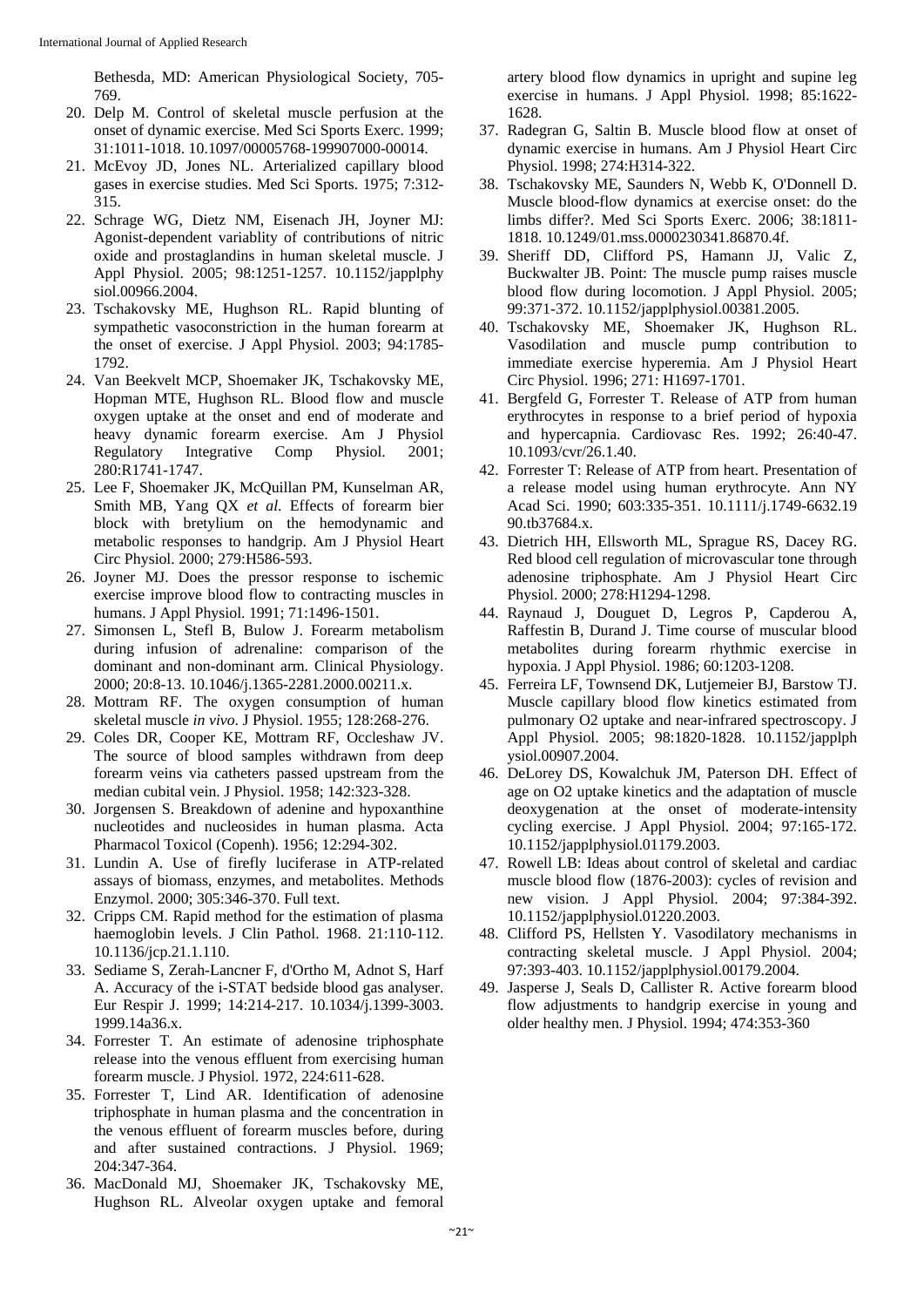Bethesda, MD: American Physiological Society, 705-769.

20. Delp M. Control of skeletal muscle perfusion at the onset of dynamic exercise. Med Sci Sports Exerc. 1999; 31:1011-1018. 10.1097/00005768-199907000-00014.
21. McEvoy JD, Jones NL. Arterialized capillary blood gases in exercise studies. Med Sci Sports. 1975; 7:312-315.
22. Schrage WG, Dietz NM, Eisenach JH, Joyner MJ: Agonist-dependent variablity of contributions of nitric oxide and prostaglandins in human skeletal muscle. J Appl Physiol. 2005; 98:1251-1257. 10.1152/japplphysiol.00966.2004.
23. Tschakovsky ME, Hughson RL. Rapid blunting of sympathetic vasoconstriction in the human forearm at the onset of exercise. J Appl Physiol. 2003; 94:1785-1792.
24. Van Beekvelt MCP, Shoemaker JK, Tschakovsky ME, Hopman MTE, Hughson RL. Blood flow and muscle oxygen uptake at the onset and end of moderate and heavy dynamic forearm exercise. Am J Physiol Regulatory Integrative Comp Physiol. 2001; 280:R1741-1747.
25. Lee F, Shoemaker JK, McQuillan PM, Kunselman AR, Smith MB, Yang QX *et al.* Effects of forearm bier block with bretylium on the hemodynamic and metabolic responses to handgrip. Am J Physiol Heart Circ Physiol. 2000; 279:H586-593.
26. Joyner MJ. Does the pressor response to ischemic exercise improve blood flow to contracting muscles in humans. J Appl Physiol. 1991; 71:1496-1501.
27. Simonsen L, Stefl B, Bulow J. Forearm metabolism during infusion of adrenaline: comparison of the dominant and non-dominant arm. Clinical Physiology. 2000; 20:8-13. 10.1046/j.1365-2281.2000.00211.x.
28. Mottram RF. The oxygen consumption of human skeletal muscle *in vivo*. J Physiol. 1955; 128:268-276.
29. Coles DR, Cooper KE, Mottram RF, Occleshaw JV. The source of blood samples withdrawn from deep forearm veins via catheters passed upstream from the median cubital vein. J Physiol. 1958; 142:323-328.
30. Jorgensen S. Breakdown of adenine and hypoxanthine nucleotides and nucleosides in human plasma. Acta Pharmacol Toxicol (Copenh). 1956; 12:294-302.
31. Lundin A. Use of firefly luciferase in ATP-related assays of biomass, enzymes, and metabolites. Methods Enzymol. 2000; 305:346-370. Full text.
32. Cripps CM. Rapid method for the estimation of plasma haemoglobin levels. J Clin Pathol. 1968. 21:110-112. 10.1136/jcp.21.1.110.
33. Sediame S, Zerah-Lancner F, d'Ortho M, Adnot S, Harf A. Accuracy of the i-STAT bedside blood gas analyser. Eur Respir J. 1999; 14:214-217. 10.1034/j.1399-3003.1999.14a36.x.
34. Forrester T. An estimate of adenosine triphosphate release into the venous effluent from exercising human forearm muscle. J Physiol. 1972, 224:611-628.
35. Forrester T, Lind AR. Identification of adenosine triphosphate in human plasma and the concentration in the venous effluent of forearm muscles before, during and after sustained contractions. J Physiol. 1969; 204:347-364.
36. MacDonald MJ, Shoemaker JK, Tschakovsky ME, Hughson RL. Alveolar oxygen uptake and femoral artery blood flow dynamics in upright and supine leg exercise in humans. J Appl Physiol. 1998; 85:1622-1628.
37. Radegran G, Saltin B. Muscle blood flow at onset of dynamic exercise in humans. Am J Physiol Heart Circ Physiol. 1998; 274:H314-322.
38. Tschakovsky ME, Saunders N, Webb K, O'Donnell D. Muscle blood-flow dynamics at exercise onset: do the limbs differ?. Med Sci Sports Exerc. 2006; 38:1811-1818. 10.1249/01.mss.0000230341.86870.4f.
39. Sheriff DD, Clifford PS, Hamann JJ, Valic Z, Buckwalter JB. Point: The muscle pump raises muscle blood flow during locomotion. J Appl Physiol. 2005; 99:371-372. 10.1152/japplphysiol.00381.2005.
40. Tschakovsky ME, Shoemaker JK, Hughson RL. Vasodilation and muscle pump contribution to immediate exercise hyperemia. Am J Physiol Heart Circ Physiol. 1996; 271: H1697-1701.
41. Bergfeld G, Forrester T. Release of ATP from human erythrocytes in response to a brief period of hypoxia and hypercapnia. Cardiovasc Res. 1992; 26:40-47. 10.1093/cvr/26.1.40.
42. Forrester T: Release of ATP from heart. Presentation of a release model using human erythrocyte. Ann NY Acad Sci. 1990; 603:335-351. 10.1111/j.1749-6632.1990.tb37684.x.
43. Dietrich HH, Ellsworth ML, Sprague RS, Dacey RG. Red blood cell regulation of microvascular tone through adenosine triphosphate. Am J Physiol Heart Circ Physiol. 2000; 278:H1294-1298.
44. Raynaud J, Douguet D, Legros P, Capderou A, Raffestin B, Durand J. Time course of muscular blood metabolites during forearm rhythmic exercise in hypoxia. J Appl Physiol. 1986; 60:1203-1208.
45. Ferreira LF, Townsend DK, Lutjemeier BJ, Barstow TJ. Muscle capillary blood flow kinetics estimated from pulmonary O2 uptake and near-infrared spectroscopy. J Appl Physiol. 2005; 98:1820-1828. 10.1152/japplphysiol.00907.2004.
46. DeLorey DS, Kowalchuk JM, Paterson DH. Effect of age on O2 uptake kinetics and the adaptation of muscle deoxygenation at the onset of moderate-intensity cycling exercise. J Appl Physiol. 2004; 97:165-172. 10.1152/japplphysiol.01179.2003.
47. Rowell LB: Ideas about control of skeletal and cardiac muscle blood flow (1876-2003): cycles of revision and new vision. J Appl Physiol. 2004; 97:384-392. 10.1152/japplphysiol.01220.2003.
48. Clifford PS, Hellsten Y. Vasodilatory mechanisms in contracting skeletal muscle. J Appl Physiol. 2004; 97:393-403. 10.1152/japplphysiol.00179.2004.
49. Jasperse J, Seals D, Callister R. Active forearm blood flow adjustments to handgrip exercise in young and older healthy men. J Physiol. 1994; 474:353-360